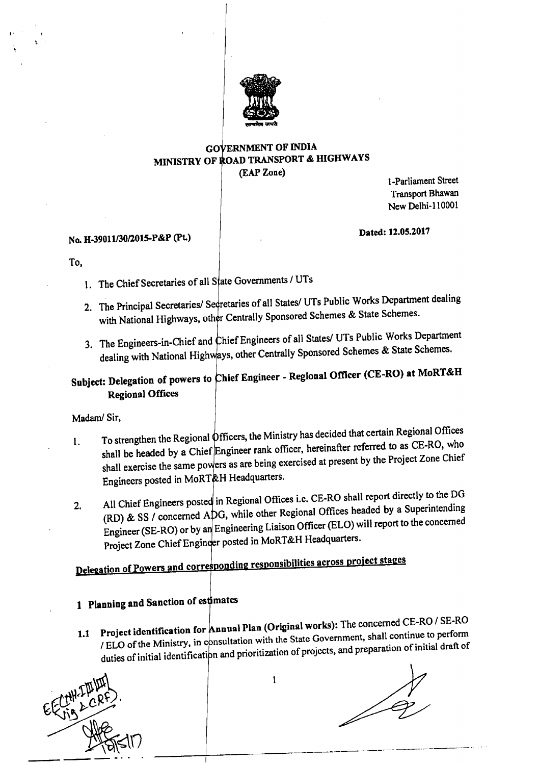# GOVERNMENT OF INDIA
## MINISTRY OF ROAD TRANSPORT & HIGHWAYS
### (EAP Zone)

1-Parliament Street
Transport Bhawan
New Delhi-110001

No. H-39011/30/2015-P&P (Pt.)

Dated: 12.05.2017

To,

1. The Chief Secretaries of all State Governments / UTs
2. The Principal Secretaries/ Secretaries of all States/ UTs Public Works Department dealing with National Highways, other Centrally Sponsored Schemes & State Schemes.
3. The Engineers-in-Chief and Chief Engineers of all States/ UTs Public Works Department dealing with National Highways, other Centrally Sponsored Schemes & State Schemes.

**Subject: Delegation of powers to Chief Engineer - Regional Officer (CE-RO) at MoRT&H Regional Offices**

Madam/ Sir,

1. To strengthen the Regional Officers, the Ministry has decided that certain Regional Offices shall be headed by a Chief Engineer rank officer, hereinafter referred to as CE-RO, who shall exercise the same powers as are being exercised at present by the Project Zone Chief Engineers posted in MoRT&H Headquarters.

2. All Chief Engineers posted in Regional Offices i.e. CE-RO shall report directly to the DG (RD) & SS / concerned ADG, while other Regional Offices headed by a Superintending Engineer (SE-RO) or by an Engineering Liaison Officer (ELO) will report to the concerned Project Zone Chief Engineer posted in MoRT&H Headquarters.

**<u>Delegation of Powers and corresponding responsibilities across project stages</u>**

## 1 Planning and Sanction of estimates

**1.1 Project identification for Annual Plan (Original works):** The concerned CE-RO / SE-RO / ELO of the Ministry, in consultation with the State Government, shall continue to perform duties of initial identification and prioritization of projects, and preparation of initial draft of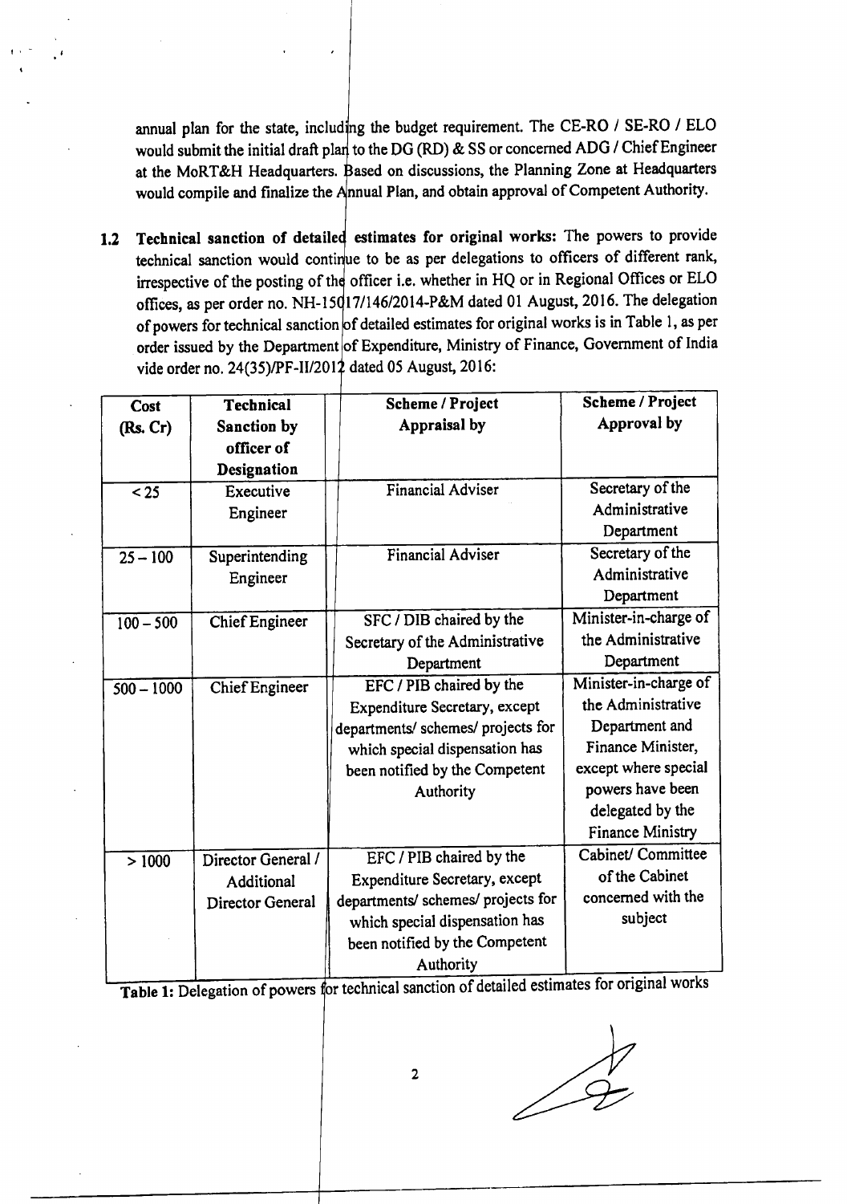annual plan for the state, including the budget requirement. The CE-RO / SE-RO / ELO would submit the initial draft plan to the DG (RD) & SS or concerned ADG / Chief Engineer at the MoRT&H Headquarters. Based on discussions, the Planning Zone at Headquarters would compile and finalize the Annual Plan, and obtain approval of Competent Authority.

**1.2 Technical sanction of detailed estimates for original works:** The powers to provide technical sanction would continue to be as per delegations to officers of different rank, irrespective of the posting of the officer i.e. whether in HQ or in Regional Offices or ELO offices, as per order no. NH-15017/146/2014-P&M dated 01 August, 2016. The delegation of powers for technical sanction of detailed estimates for original works is in Table 1, as per order issued by the Department of Expenditure, Ministry of Finance, Government of India vide order no. 24(35)/PF-II/2012 dated 05 August, 2016:

| Cost (Rs. Cr) | Technical Sanction by officer of Designation | Scheme / Project Appraisal by | Scheme / Project Approval by |
|---|---|---|---|
| < 25 | Executive Engineer | Financial Adviser | Secretary of the Administrative Department |
| 25 – 100 | Superintending Engineer | Financial Adviser | Secretary of the Administrative Department |
| 100 – 500 | Chief Engineer | SFC / DIB chaired by the Secretary of the Administrative Department | Minister-in-charge of the Administrative Department |
| 500 – 1000 | Chief Engineer | EFC / PIB chaired by the Expenditure Secretary, except departments/ schemes/ projects for which special dispensation has been notified by the Competent Authority | Minister-in-charge of the Administrative Department and Finance Minister, except where special powers have been delegated by the Finance Ministry |
| > 1000 | Director General / Additional Director General | EFC / PIB chaired by the Expenditure Secretary, except departments/ schemes/ projects for which special dispensation has been notified by the Competent Authority | Cabinet/ Committee of the Cabinet concerned with the subject |

**Table 1:** Delegation of powers for technical sanction of detailed estimates for original works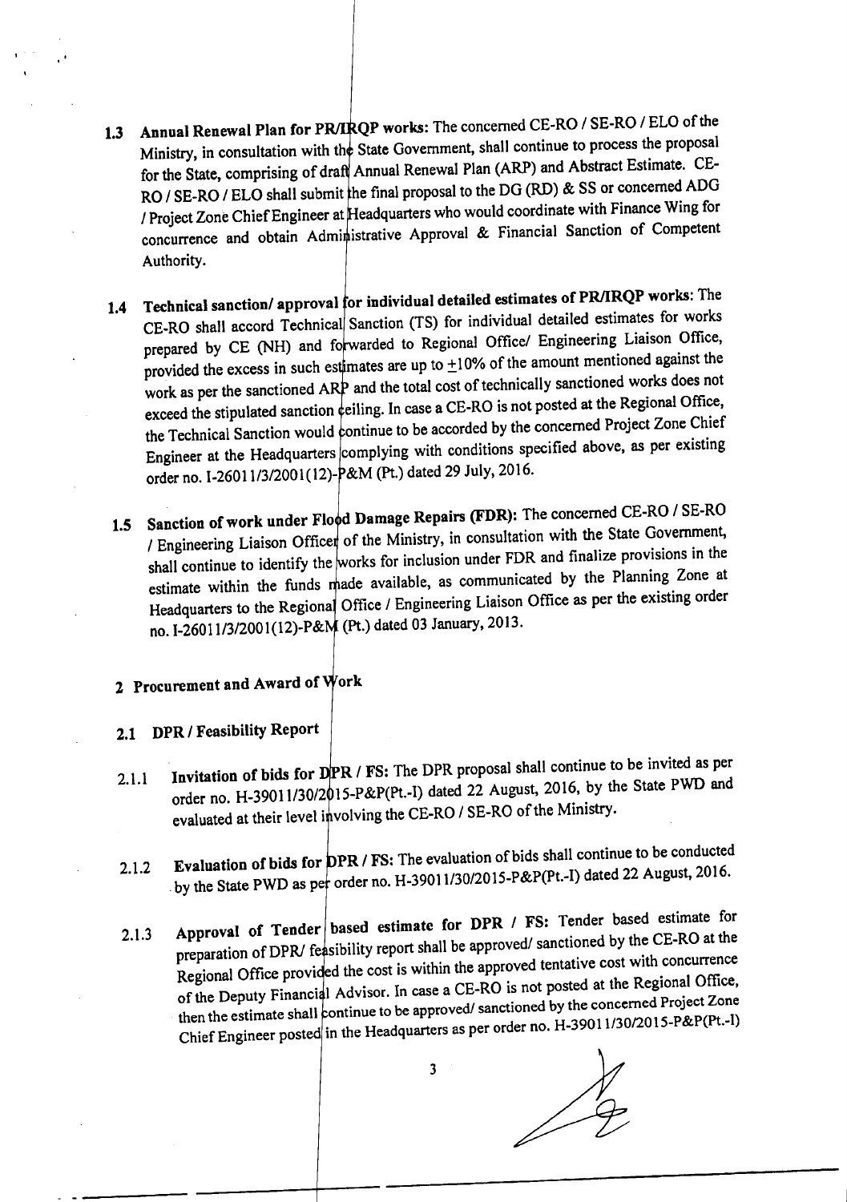**1.3 Annual Renewal Plan for PR/IRQP works:** The concerned CE-RO / SE-RO / ELO of the Ministry, in consultation with the State Government, shall continue to process the proposal for the State, comprising of draft Annual Renewal Plan (ARP) and Abstract Estimate. CE-RO / SE-RO / ELO shall submit the final proposal to the DG (RD) & SS or concerned ADG / Project Zone Chief Engineer at Headquarters who would coordinate with Finance Wing for concurrence and obtain Administrative Approval & Financial Sanction of Competent Authority.

**1.4 Technical sanction/ approval for individual detailed estimates of PR/IRQP works:** The CE-RO shall accord Technical Sanction (TS) for individual detailed estimates for works prepared by CE (NH) and forwarded to Regional Office/ Engineering Liaison Office, provided the excess in such estimates are up to $\pm 10\%$ of the amount mentioned against the work as per the sanctioned ARP and the total cost of technically sanctioned works does not exceed the stipulated sanction ceiling. In case a CE-RO is not posted at the Regional Office, the Technical Sanction would continue to be accorded by the concerned Project Zone Chief Engineer at the Headquarters complying with conditions specified above, as per existing order no. I-26011/3/2001(12)-P&M (Pt.) dated 29 July, 2016.

**1.5 Sanction of work under Flood Damage Repairs (FDR):** The concerned CE-RO / SE-RO / Engineering Liaison Officer of the Ministry, in consultation with the State Government, shall continue to identify the works for inclusion under FDR and finalize provisions in the estimate within the funds made available, as communicated by the Planning Zone at Headquarters to the Regional Office / Engineering Liaison Office as per the existing order no. I-26011/3/2001(12)-P&M (Pt.) dated 03 January, 2013.

## 2 Procurement and Award of Work

### 2.1 DPR / Feasibility Report

2.1.1 **Invitation of bids for DPR / FS:** The DPR proposal shall continue to be invited as per order no. H-39011/30/2015-P&P(Pt.-I) dated 22 August, 2016, by the State PWD and evaluated at their level involving the CE-RO / SE-RO of the Ministry.

2.1.2 **Evaluation of bids for DPR / FS:** The evaluation of bids shall continue to be conducted by the State PWD as per order no. H-39011/30/2015-P&P(Pt.-I) dated 22 August, 2016.

2.1.3 **Approval of Tender based estimate for DPR / FS:** Tender based estimate for preparation of DPR/ feasibility report shall be approved/ sanctioned by the CE-RO at the Regional Office provided the cost is within the approved tentative cost with concurrence of the Deputy Financial Advisor. In case a CE-RO is not posted at the Regional Office, then the estimate shall continue to be approved/ sanctioned by the concerned Project Zone Chief Engineer posted in the Headquarters as per order no. H-39011/30/2015-P&P(Pt.-I)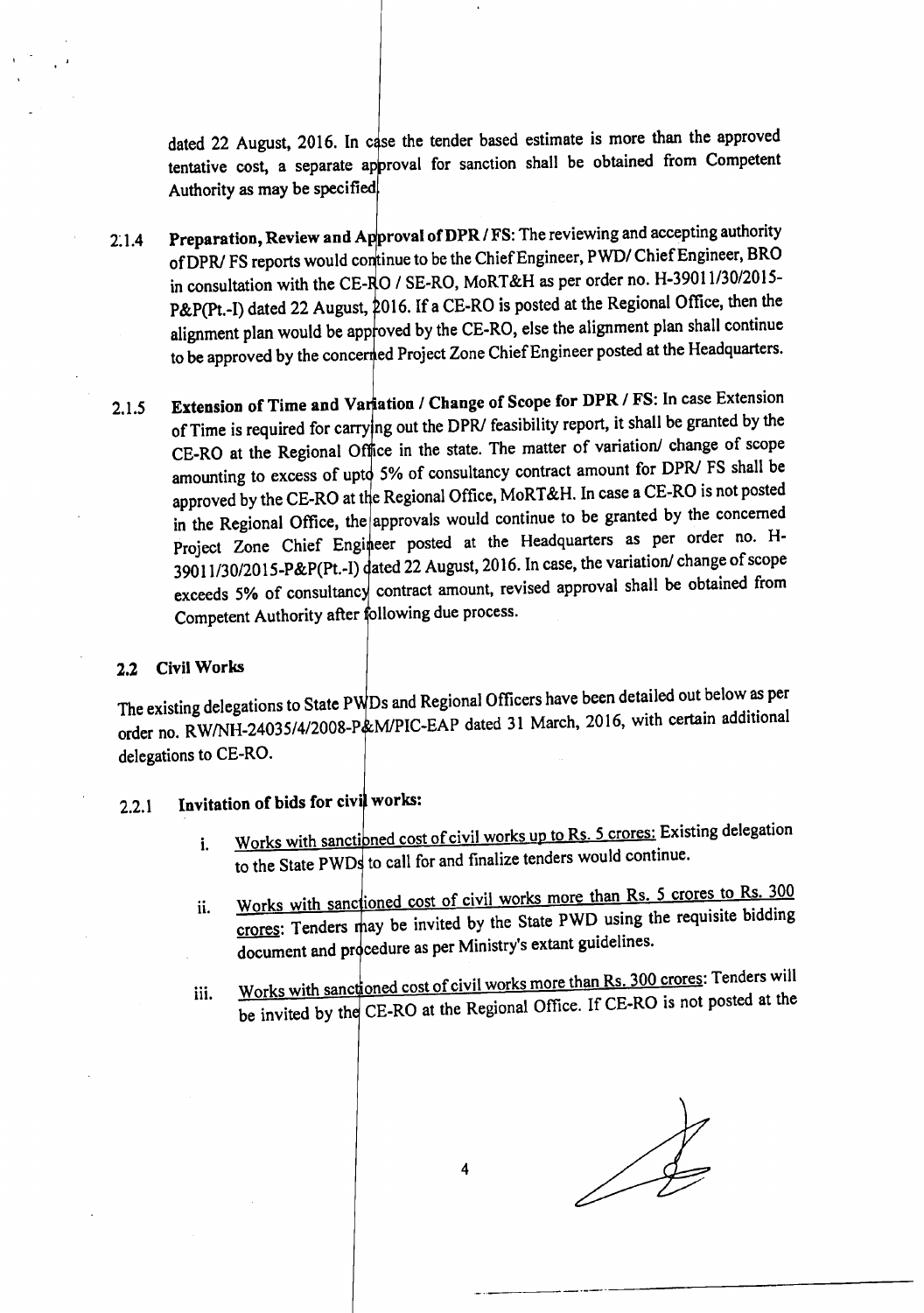dated 22 August, 2016. In case the tender based estimate is more than the approved tentative cost, a separate approval for sanction shall be obtained from Competent Authority as may be specified.

2.1.4 **Preparation, Review and Approval of DPR / FS:** The reviewing and accepting authority of DPR/ FS reports would continue to be the Chief Engineer, PWD/ Chief Engineer, BRO in consultation with the CE-RO / SE-RO, MoRT&H as per order no. H-39011/30/2015-P&P(Pt.-I) dated 22 August, 2016. If a CE-RO is posted at the Regional Office, then the alignment plan would be approved by the CE-RO, else the alignment plan shall continue to be approved by the concerned Project Zone Chief Engineer posted at the Headquarters.

2.1.5 **Extension of Time and Variation / Change of Scope for DPR / FS:** In case Extension of Time is required for carrying out the DPR/ feasibility report, it shall be granted by the CE-RO at the Regional Office in the state. The matter of variation/ change of scope amounting to excess of upto 5% of consultancy contract amount for DPR/ FS shall be approved by the CE-RO at the Regional Office, MoRT&H. In case a CE-RO is not posted in the Regional Office, the approvals would continue to be granted by the concerned Project Zone Chief Engineer posted at the Headquarters as per order no. H-39011/30/2015-P&P(Pt.-I) dated 22 August, 2016. In case, the variation/ change of scope exceeds 5% of consultancy contract amount, revised approval shall be obtained from Competent Authority after following due process.

## 2.2 Civil Works

The existing delegations to State PWDs and Regional Officers have been detailed out below as per order no. RW/NH-24035/4/2008-P&M/PIC-EAP dated 31 March, 2016, with certain additional delegations to CE-RO.

### 2.2.1 Invitation of bids for civil works:

i. Works with sanctioned cost of civil works up to Rs. 5 crores: Existing delegation to the State PWDs to call for and finalize tenders would continue.

ii. Works with sanctioned cost of civil works more than Rs. 5 crores to Rs. 300 crores: Tenders may be invited by the State PWD using the requisite bidding document and procedure as per Ministry's extant guidelines.

iii. Works with sanctioned cost of civil works more than Rs. 300 crores: Tenders will be invited by the CE-RO at the Regional Office. If CE-RO is not posted at the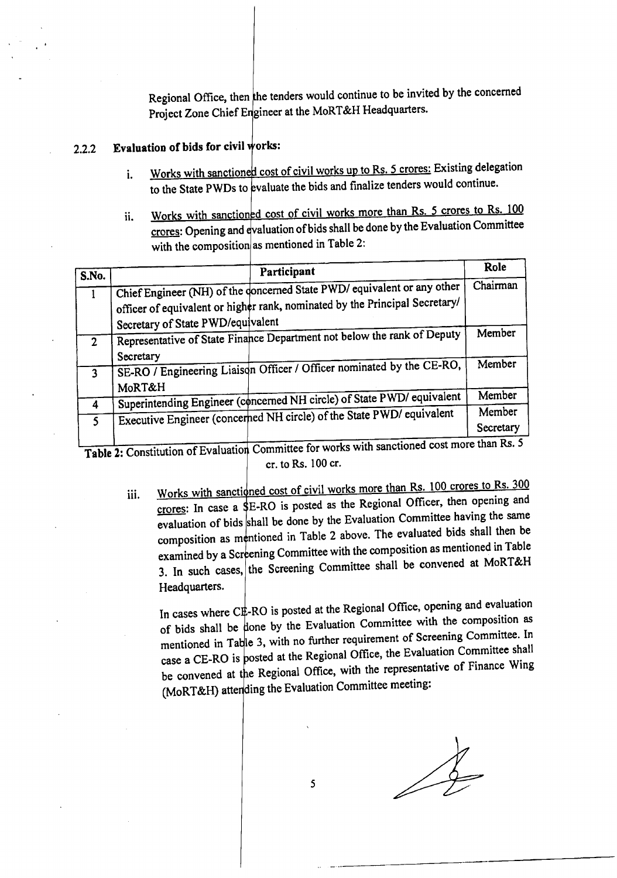Regional Office, then the tenders would continue to be invited by the concerned Project Zone Chief Engineer at the MoRT&H Headquarters.

### 2.2.2 Evaluation of bids for civil works:

i. Works with sanctioned cost of civil works up to Rs. 5 crores: Existing delegation to the State PWDs to evaluate the bids and finalize tenders would continue.

ii. Works with sanctioned cost of civil works more than Rs. 5 crores to Rs. 100 crores: Opening and evaluation of bids shall be done by the Evaluation Committee with the composition as mentioned in Table 2:

| S.No. | Participant | Role |
|---|---|---|
| 1 | Chief Engineer (NH) of the concerned State PWD/ equivalent or any other officer of equivalent or higher rank, nominated by the Principal Secretary/ Secretary of State PWD/equivalent | Chairman |
| 2 | Representative of State Finance Department not below the rank of Deputy Secretary | Member |
| 3 | SE-RO / Engineering Liaison Officer / Officer nominated by the CE-RO, MoRT&H | Member |
| 4 | Superintending Engineer (concerned NH circle) of State PWD/ equivalent | Member |
| 5 | Executive Engineer (concerned NH circle) of the State PWD/ equivalent | Member Secretary |

**Table 2:** Constitution of Evaluation Committee for works with sanctioned cost more than Rs. 5 cr. to Rs. 100 cr.

iii. Works with sanctioned cost of civil works more than Rs. 100 crores to Rs. 300 crores: In case a SE-RO is posted as the Regional Officer, then opening and evaluation of bids shall be done by the Evaluation Committee having the same composition as mentioned in Table 2 above. The evaluated bids shall then be examined by a Screening Committee with the composition as mentioned in Table 3. In such cases, the Screening Committee shall be convened at MoRT&H Headquarters.

In cases where CE-RO is posted at the Regional Office, opening and evaluation of bids shall be done by the Evaluation Committee with the composition as mentioned in Table 3, with no further requirement of Screening Committee. In case a CE-RO is posted at the Regional Office, the Evaluation Committee shall be convened at the Regional Office, with the representative of Finance Wing (MoRT&H) attending the Evaluation Committee meeting: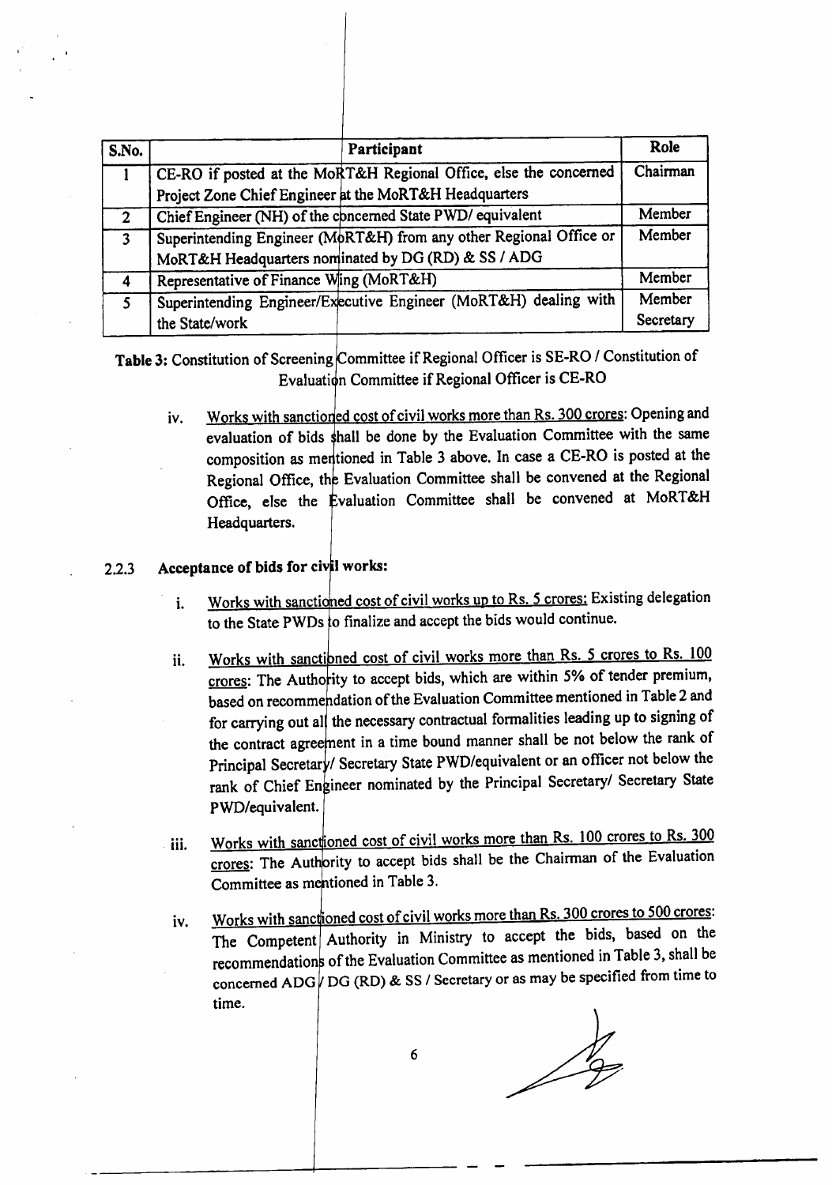| S.No. | Participant | Role |
|---|---|---|
| 1 | CE-RO if posted at the MoRT&H Regional Office, else the concerned Project Zone Chief Engineer at the MoRT&H Headquarters | Chairman |
| 2 | Chief Engineer (NH) of the concerned State PWD/ equivalent | Member |
| 3 | Superintending Engineer (MoRT&H) from any other Regional Office or MoRT&H Headquarters nominated by DG (RD) & SS / ADG | Member |
| 4 | Representative of Finance Wing (MoRT&H) | Member |
| 5 | Superintending Engineer/Executive Engineer (MoRT&H) dealing with the State/work | Member Secretary |

**Table 3:** Constitution of Screening Committee if Regional Officer is SE-RO / Constitution of Evaluation Committee if Regional Officer is CE-RO

iv. Works with sanctioned cost of civil works more than Rs. 300 crores: Opening and evaluation of bids shall be done by the Evaluation Committee with the same composition as mentioned in Table 3 above. In case a CE-RO is posted at the Regional Office, the Evaluation Committee shall be convened at the Regional Office, else the Evaluation Committee shall be convened at MoRT&H Headquarters.

### 2.2.3 Acceptance of bids for civil works:

i. Works with sanctioned cost of civil works up to Rs. 5 crores: Existing delegation to the State PWDs to finalize and accept the bids would continue.

ii. Works with sanctioned cost of civil works more than Rs. 5 crores to Rs. 100 crores: The Authority to accept bids, which are within 5% of tender premium, based on recommendation of the Evaluation Committee mentioned in Table 2 and for carrying out all the necessary contractual formalities leading up to signing of the contract agreement in a time bound manner shall be not below the rank of Principal Secretary/ Secretary State PWD/equivalent or an officer not below the rank of Chief Engineer nominated by the Principal Secretary/ Secretary State PWD/equivalent.

iii. Works with sanctioned cost of civil works more than Rs. 100 crores to Rs. 300 crores: The Authority to accept bids shall be the Chairman of the Evaluation Committee as mentioned in Table 3.

iv. Works with sanctioned cost of civil works more than Rs. 300 crores to 500 crores: The Competent Authority in Ministry to accept the bids, based on the recommendations of the Evaluation Committee as mentioned in Table 3, shall be concerned ADG / DG (RD) & SS / Secretary or as may be specified from time to time.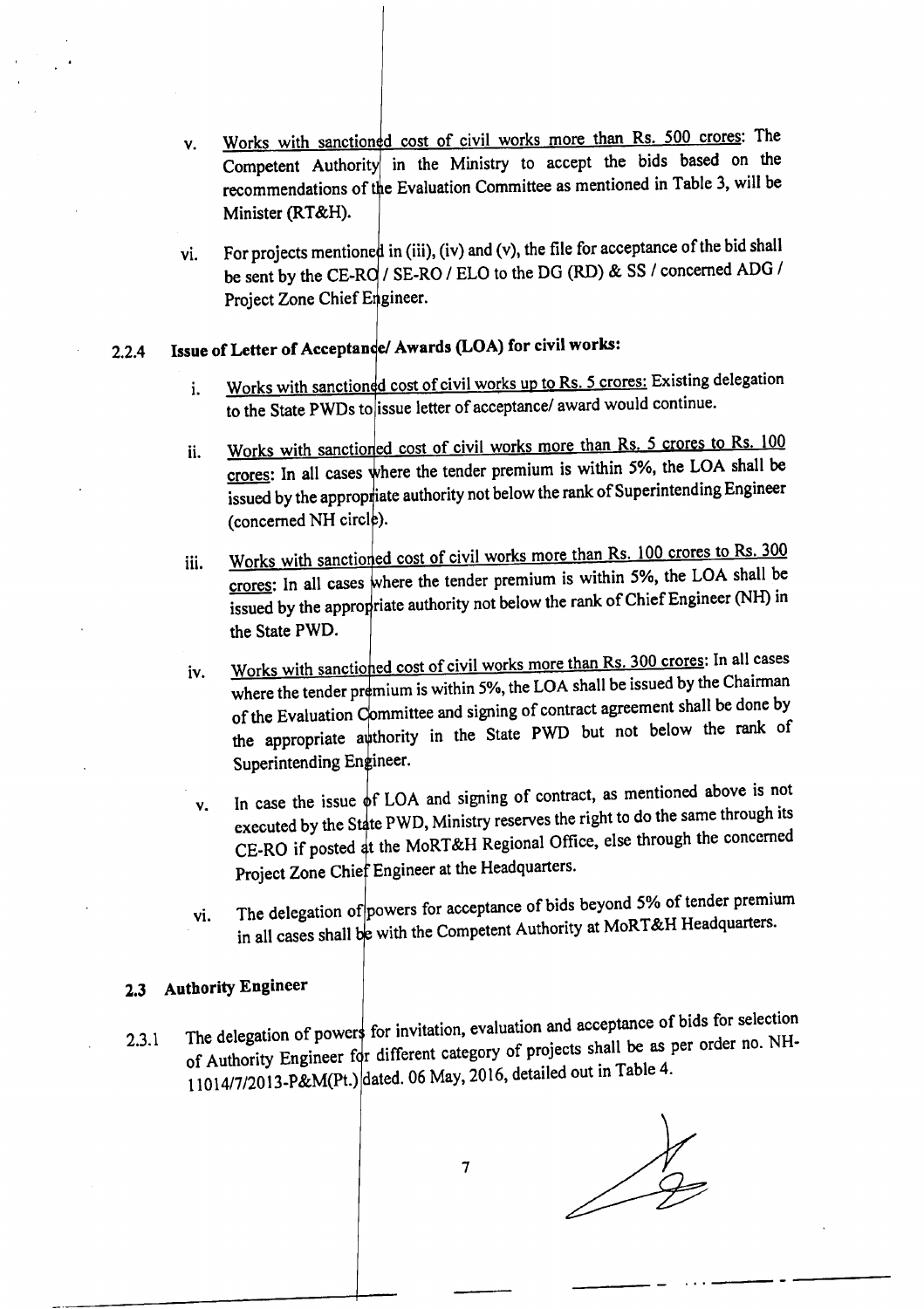v. <u>Works with sanctioned cost of civil works more than Rs. 500 crores</u>: The Competent Authority in the Ministry to accept the bids based on the recommendations of the Evaluation Committee as mentioned in Table 3, will be Minister (RT&H).

vi. For projects mentioned in (iii), (iv) and (v), the file for acceptance of the bid shall be sent by the CE-RO / SE-RO / ELO to the DG (RD) & SS / concerned ADG / Project Zone Chief Engineer.

### 2.2.4 Issue of Letter of Acceptance/ Awards (LOA) for civil works:

i. <u>Works with sanctioned cost of civil works up to Rs. 5 crores</u>: Existing delegation to the State PWDs to issue letter of acceptance/ award would continue.

ii. <u>Works with sanctioned cost of civil works more than Rs. 5 crores to Rs. 100 crores</u>: In all cases where the tender premium is within 5%, the LOA shall be issued by the appropriate authority not below the rank of Superintending Engineer (concerned NH circle).

iii. <u>Works with sanctioned cost of civil works more than Rs. 100 crores to Rs. 300 crores</u>: In all cases where the tender premium is within 5%, the LOA shall be issued by the appropriate authority not below the rank of Chief Engineer (NH) in the State PWD.

iv. <u>Works with sanctioned cost of civil works more than Rs. 300 crores</u>: In all cases where the tender premium is within 5%, the LOA shall be issued by the Chairman of the Evaluation Committee and signing of contract agreement shall be done by the appropriate authority in the State PWD but not below the rank of Superintending Engineer.

v. In case the issue of LOA and signing of contract, as mentioned above is not executed by the State PWD, Ministry reserves the right to do the same through its CE-RO if posted at the MoRT&H Regional Office, else through the concerned Project Zone Chief Engineer at the Headquarters.

vi. The delegation of powers for acceptance of bids beyond 5% of tender premium in all cases shall be with the Competent Authority at MoRT&H Headquarters.

## 2.3 Authority Engineer

2.3.1 The delegation of powers for invitation, evaluation and acceptance of bids for selection of Authority Engineer for different category of projects shall be as per order no. NH-11014/7/2013-P&M(Pt.) dated. 06 May, 2016, detailed out in Table 4.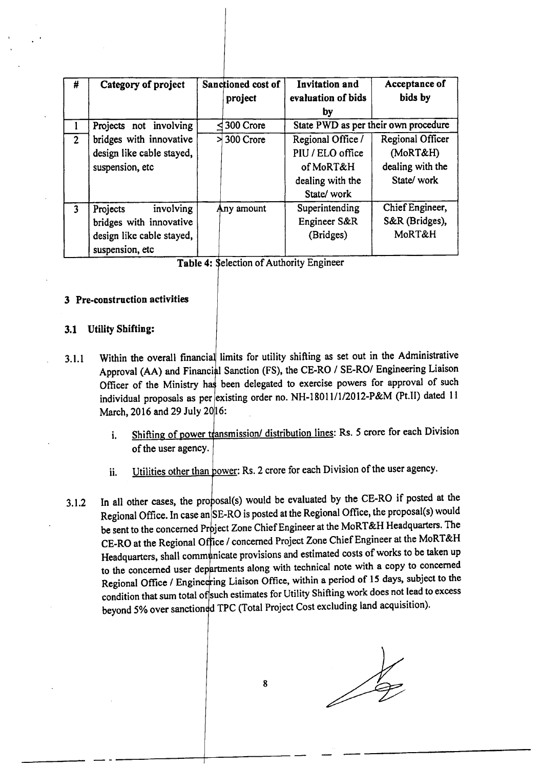| # | Category of project | Sanctioned cost of project | Invitation and evaluation of bids by | Acceptance of bids by |
|---|---|---|---|---|
| 1 | Projects not involving bridges with innovative design like cable stayed, suspension, etc | ≤ 300 Crore | State PWD as per their own procedure | |
| 2 | | > 300 Crore | Regional Office / PIU / ELO office of MoRT&H dealing with the State/ work | Regional Officer (MoRT&H) dealing with the State/ work |
| 3 | Projects involving bridges with innovative design like cable stayed, suspension, etc | Any amount | Superintending Engineer S&R (Bridges) | Chief Engineer, S&R (Bridges), MoRT&H |

**Table 4:** Selection of Authority Engineer

## 3 Pre-construction activities

### 3.1 Utility Shifting:

3.1.1 Within the overall financial limits for utility shifting as set out in the Administrative Approval (AA) and Financial Sanction (FS), the CE-RO / SE-RO/ Engineering Liaison Officer of the Ministry has been delegated to exercise powers for approval of such individual proposals as per existing order no. NH-18011/1/2012-P&M (Pt.II) dated 11 March, 2016 and 29 July 2016:

i. Shifting of power transmission/ distribution lines: Rs. 5 crore for each Division of the user agency.

ii. Utilities other than power: Rs. 2 crore for each Division of the user agency.

3.1.2 In all other cases, the proposal(s) would be evaluated by the CE-RO if posted at the Regional Office. In case an SE-RO is posted at the Regional Office, the proposal(s) would be sent to the concerned Project Zone Chief Engineer at the MoRT&H Headquarters. The CE-RO at the Regional Office / concerned Project Zone Chief Engineer at the MoRT&H Headquarters, shall communicate provisions and estimated costs of works to be taken up to the concerned user departments along with technical note with a copy to concerned Regional Office / Engineering Liaison Office, within a period of 15 days, subject to the condition that sum total of such estimates for Utility Shifting work does not lead to excess beyond 5% over sanctioned TPC (Total Project Cost excluding land acquisition).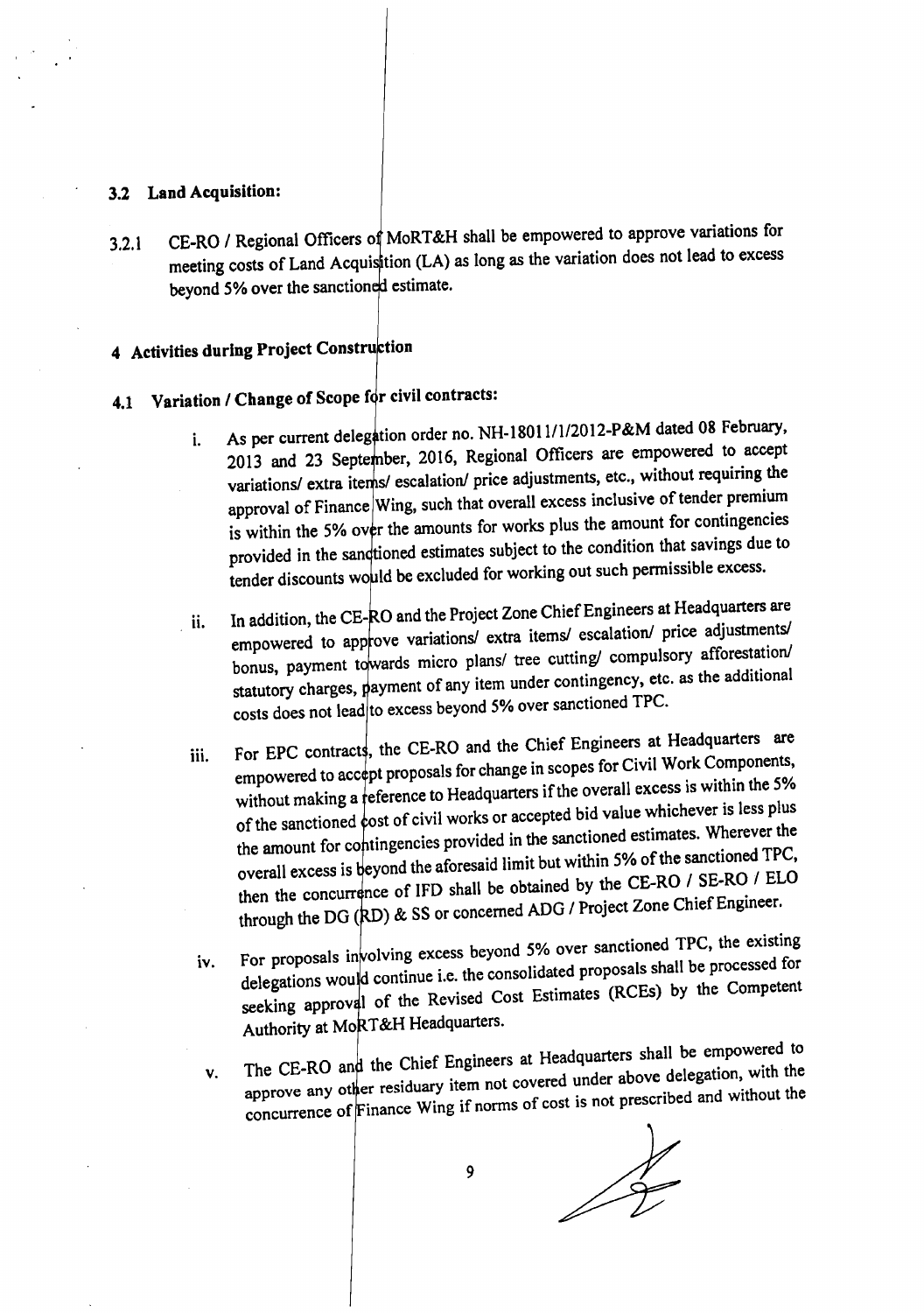### 3.2 Land Acquisition:

3.2.1 CE-RO / Regional Officers of MoRT&H shall be empowered to approve variations for meeting costs of Land Acquisition (LA) as long as the variation does not lead to excess beyond 5% over the sanctioned estimate.

## 4 Activities during Project Construction

### 4.1 Variation / Change of Scope for civil contracts:

i. As per current delegation order no. NH-18011/1/2012-P&M dated 08 February, 2013 and 23 September, 2016, Regional Officers are empowered to accept variations/ extra items/ escalation/ price adjustments, etc., without requiring the approval of Finance Wing, such that overall excess inclusive of tender premium is within the 5% over the amounts for works plus the amount for contingencies provided in the sanctioned estimates subject to the condition that savings due to tender discounts would be excluded for working out such permissible excess.

ii. In addition, the CE-RO and the Project Zone Chief Engineers at Headquarters are empowered to approve variations/ extra items/ escalation/ price adjustments/ bonus, payment towards micro plans/ tree cutting/ compulsory afforestation/ statutory charges, payment of any item under contingency, etc. as the additional costs does not lead to excess beyond 5% over sanctioned TPC.

iii. For EPC contracts, the CE-RO and the Chief Engineers at Headquarters are empowered to accept proposals for change in scopes for Civil Work Components, without making a reference to Headquarters if the overall excess is within the 5% of the sanctioned cost of civil works or accepted bid value whichever is less plus the amount for contingencies provided in the sanctioned estimates. Wherever the overall excess is beyond the aforesaid limit but within 5% of the sanctioned TPC, then the concurrence of IFD shall be obtained by the CE-RO / SE-RO / ELO through the DG (RD) & SS or concerned ADG / Project Zone Chief Engineer.

iv. For proposals involving excess beyond 5% over sanctioned TPC, the existing delegations would continue i.e. the consolidated proposals shall be processed for seeking approval of the Revised Cost Estimates (RCEs) by the Competent Authority at MoRT&H Headquarters.

v. The CE-RO and the Chief Engineers at Headquarters shall be empowered to approve any other residuary item not covered under above delegation, with the concurrence of Finance Wing if norms of cost is not prescribed and without the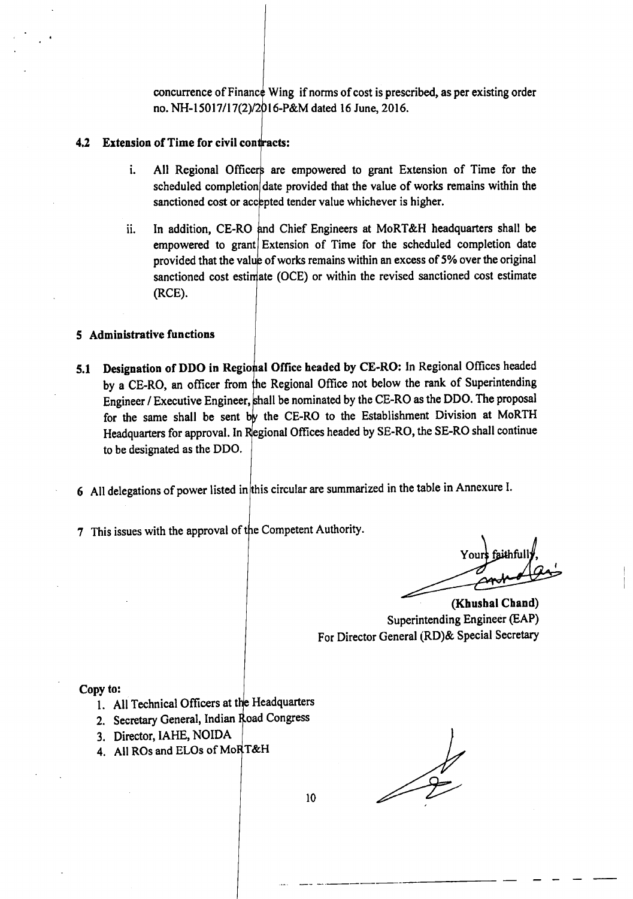concurrence of Finance Wing if norms of cost is prescribed, as per existing order no. NH-15017/17(2)/2016-P&M dated 16 June, 2016.

### 4.2 Extension of Time for civil contracts:

i. All Regional Officers are empowered to grant Extension of Time for the scheduled completion date provided that the value of works remains within the sanctioned cost or accepted tender value whichever is higher.

ii. In addition, CE-RO and Chief Engineers at MoRT&H headquarters shall be empowered to grant Extension of Time for the scheduled completion date provided that the value of works remains within an excess of 5% over the original sanctioned cost estimate (OCE) or within the revised sanctioned cost estimate (RCE).

## 5 Administrative functions

**5.1 Designation of DDO in Regional Office headed by CE-RO:** In Regional Offices headed by a CE-RO, an officer from the Regional Office not below the rank of Superintending Engineer / Executive Engineer, shall be nominated by the CE-RO as the DDO. The proposal for the same shall be sent by the CE-RO to the Establishment Division at MoRTH Headquarters for approval. In Regional Offices headed by SE-RO, the SE-RO shall continue to be designated as the DDO.

6 All delegations of power listed in this circular are summarized in the table in Annexure I.

7 This issues with the approval of the Competent Authority.

Yours faithfully,

**(Khushal Chand)**
Superintending Engineer (EAP)
For Director General (RD)& Special Secretary

**Copy to:**

1. All Technical Officers at the Headquarters
2. Secretary General, Indian Road Congress
3. Director, IAHE, NOIDA
4. All ROs and ELOs of MoRT&H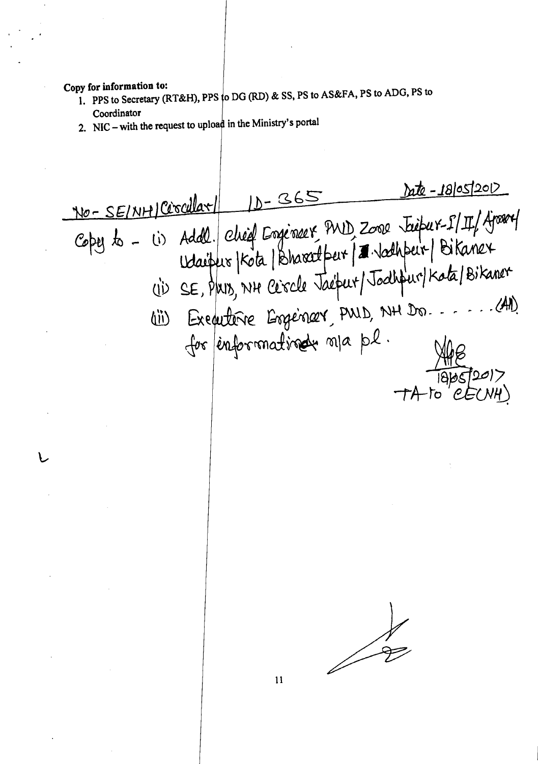**Copy for information to:**

1. PPS to Secretary (RT&H), PPS to DG (RD) & SS, PS to AS&FA, PS to ADG, PS to Coordinator
2. NIC – with the request to upload in the Ministry's portal

No- SE/NH/Circular/ 1D-365 Date - 18/05/2017

Copy to - (i) Addl. Chief Engineer PWD Zone Jaipur-I/II/ Ajmer/ Udaipur/ Kota/ Bharatpur/ Jodhpur/ Bikaner
(ii) SE, PWD, NH Circle Jaipur/ Jodhpur/ Kota/ Bikaner
(iii) Executive Engineer, PWD, NH Dn. . . . . . (All)
for information n/a pl.

18/05/2017
TA to CE(NH)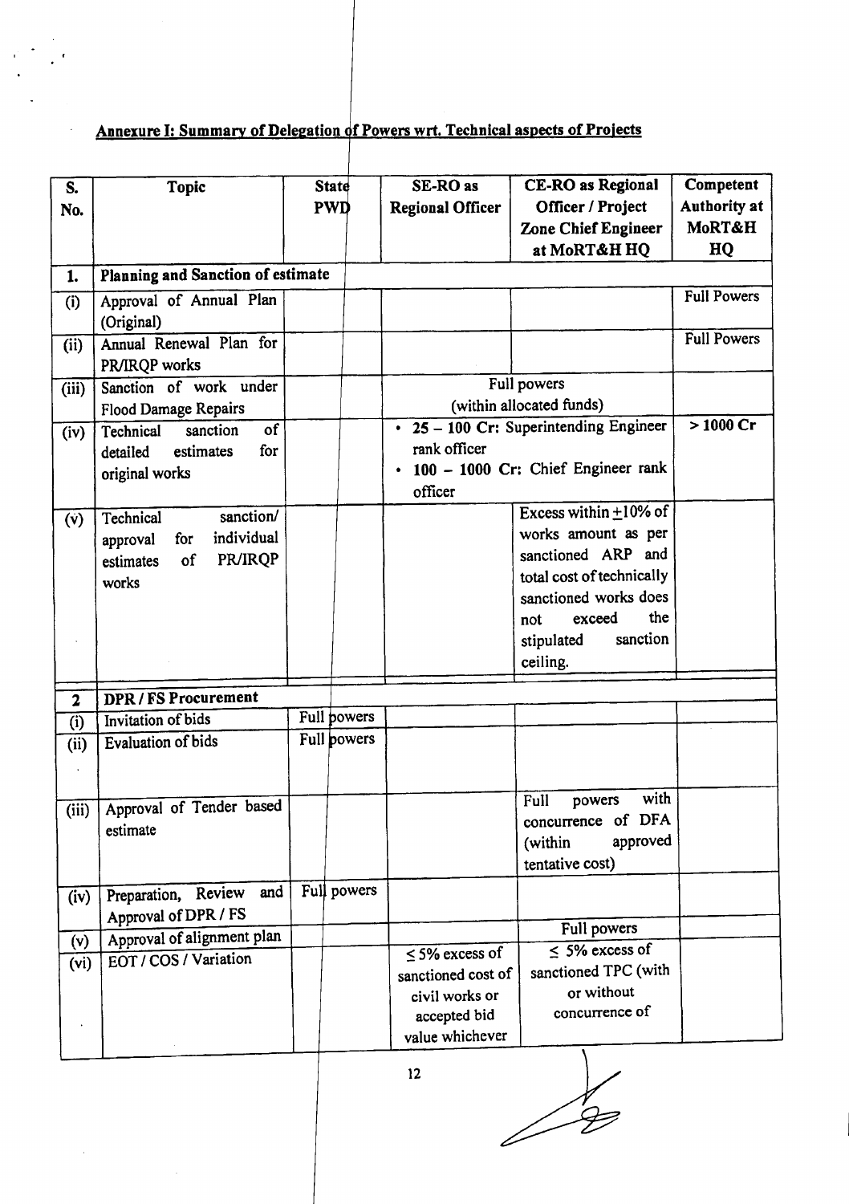## Annexure I: Summary of Delegation of Powers wrt. Technical aspects of Projects

| S. No. | Topic | State PWD | SE-RO as Regional Officer | CE-RO as Regional Officer / Project Zone Chief Engineer at MoRT&H HQ | Competent Authority at MoRT&H HQ |
|---|---|---|---|---|---|
| **1.** | **Planning and Sanction of estimate** | | | | |
| (i) | Approval of Annual Plan (Original) | | | | Full Powers |
| (ii) | Annual Renewal Plan for PR/IRQP works | | | | Full Powers |
| (iii) | Sanction of work under Flood Damage Repairs | | Full powers (within allocated funds) | | |
| (iv) | Technical sanction of detailed estimates for original works | | • **25 – 100 Cr:** Superintending Engineer rank officer • **100 – 1000 Cr:** Chief Engineer rank officer | | **> 1000 Cr** |
| (v) | Technical sanction/ approval for individual estimates of PR/IRQP works | | | Excess within ±10% of works amount as per sanctioned ARP and total cost of technically sanctioned works does not exceed the stipulated sanction ceiling. | |
| **2** | **DPR / FS Procurement** | | | | |
| (i) | Invitation of bids | Full powers | | | |
| (ii) | Evaluation of bids | Full powers | | | |
| (iii) | Approval of Tender based estimate | | | Full powers with concurrence of DFA (within approved tentative cost) | |
| (iv) | Preparation, Review and Approval of DPR / FS | Full powers | | | |
| (v) | Approval of alignment plan | | | Full powers | |
| (vi) | EOT / COS / Variation | | ≤ 5% excess of sanctioned cost of civil works or accepted bid value whichever | ≤ 5% excess of sanctioned TPC (with or without concurrence of | |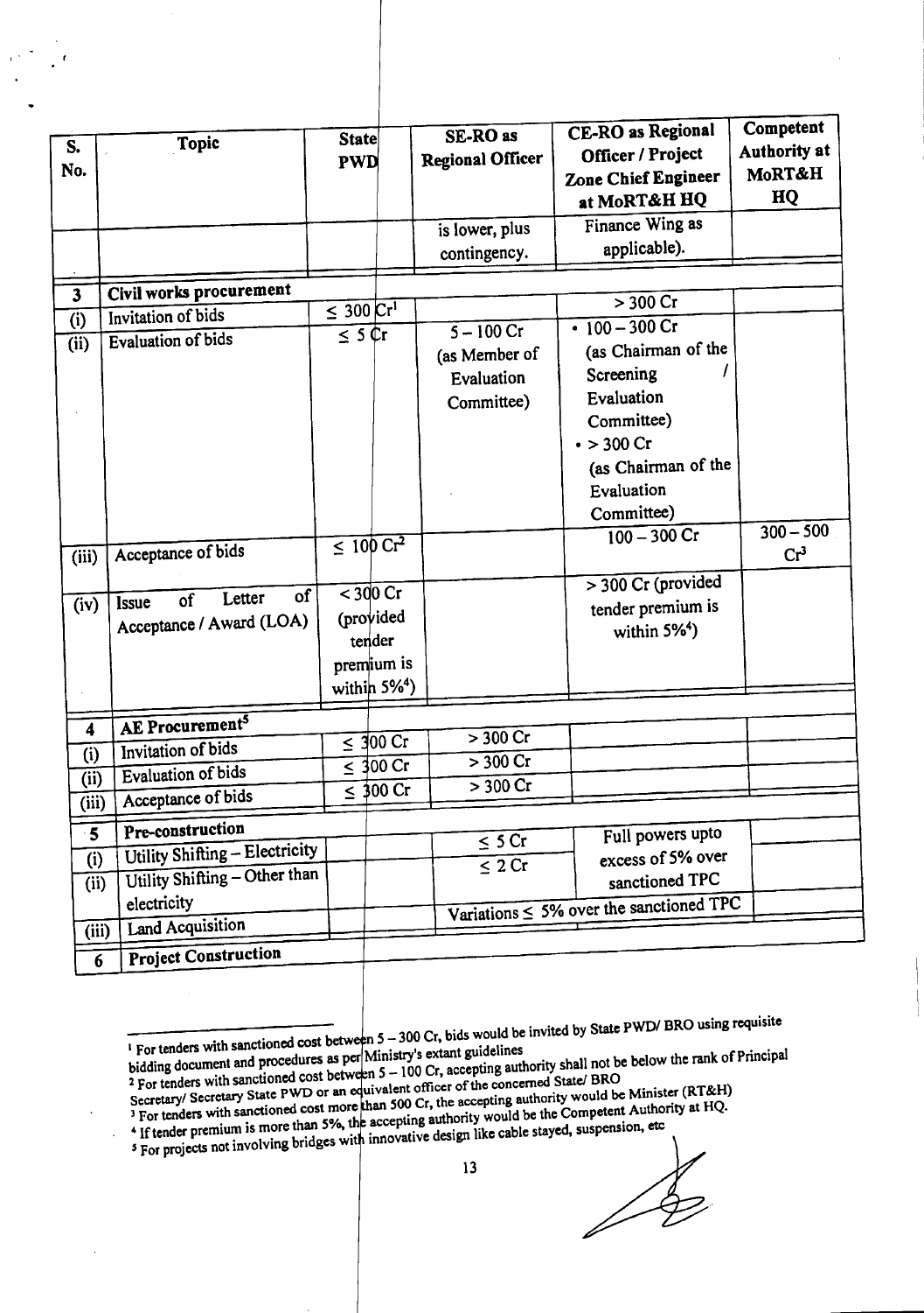| S. No. | Topic | State PWD | SE-RO as Regional Officer | CE-RO as Regional Officer / Project Zone Chief Engineer at MoRT&H HQ | Competent Authority at MoRT&H HQ |
|---|---|---|---|---|---|
| | | | is lower, plus contingency. | Finance Wing as applicable). | |
| **3** | **Civil works procurement** | | | | |
| (i) | Invitation of bids | ≤ 300 Cr[1] | | > 300 Cr | |
| (ii) | Evaluation of bids | ≤ 5 Cr | 5 – 100 Cr (as Member of Evaluation Committee) | • 100 – 300 Cr (as Chairman of the Screening / Evaluation Committee) • > 300 Cr (as Chairman of the Evaluation Committee) | |
| (iii) | Acceptance of bids | ≤ 100 Cr[2] | | 100 – 300 Cr | 300 – 500 Cr[3] |
| (iv) | Issue of Letter of Acceptance / Award (LOA) | < 300 Cr (provided tender premium is within 5%[4]) | | > 300 Cr (provided tender premium is within 5%[4]) | |
| **4** | **AE Procurement[5]** | | | | |
| (i) | Invitation of bids | ≤ 300 Cr | > 300 Cr | | |
| (ii) | Evaluation of bids | ≤ 300 Cr | > 300 Cr | | |
| (iii) | Acceptance of bids | ≤ 300 Cr | > 300 Cr | | |
| **5** | **Pre-construction** | | | | |
| (i) | Utility Shifting – Electricity | | ≤ 5 Cr | Full powers upto excess of 5% over sanctioned TPC | |
| (ii) | Utility Shifting – Other than electricity | | ≤ 2 Cr | | |
| (iii) | Land Acquisition | | Variations ≤ 5% over the sanctioned TPC | | |
| **6** | **Project Construction** | | | | |

[1] For tenders with sanctioned cost between 5 – 300 Cr, bids would be invited by State PWD/ BRO using requisite bidding document and procedures as per Ministry's extant guidelines

[2] For tenders with sanctioned cost between 5 – 100 Cr, accepting authority shall not be below the rank of Principal Secretary/ Secretary State PWD or an equivalent officer of the concerned State/ BRO

[3] For tenders with sanctioned cost more than 500 Cr, the accepting authority would be Minister (RT&H)

[4] If tender premium is more than 5%, the accepting authority would be the Competent Authority at HQ.

[5] For projects not involving bridges with innovative design like cable stayed, suspension, etc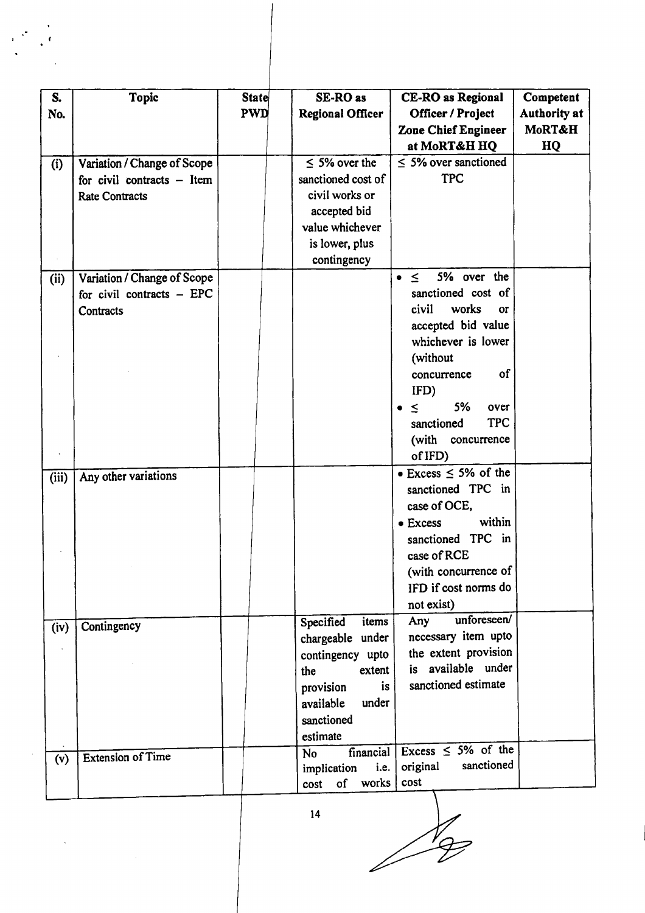| S. No. | Topic | State PWD | SE-RO as Regional Officer | CE-RO as Regional Officer / Project Zone Chief Engineer at MoRT&H HQ | Competent Authority at MoRT&H HQ |
|---|---|---|---|---|---|
| (i) | Variation / Change of Scope for civil contracts – Item Rate Contracts | | ≤ 5% over the sanctioned cost of civil works or accepted bid value whichever is lower, plus contingency | ≤ 5% over sanctioned TPC | |
| (ii) | Variation / Change of Scope for civil contracts – EPC Contracts | | | • ≤ 5% over the sanctioned cost of civil works or accepted bid value whichever is lower (without concurrence of IFD)<br>• ≤ 5% over sanctioned TPC (with concurrence of IFD) | |
| (iii) | Any other variations | | | • Excess ≤ 5% of the sanctioned TPC in case of OCE,<br>• Excess within sanctioned TPC in case of RCE<br>(with concurrence of IFD if cost norms do not exist) | |
| (iv) | Contingency | | Specified items chargeable under contingency upto the extent provision is available under sanctioned estimate | Any unforeseen/ necessary item upto the extent provision is available under sanctioned estimate | |
| (v) | Extension of Time | | No financial implication i.e. cost of works | Excess ≤ 5% of the original sanctioned cost | |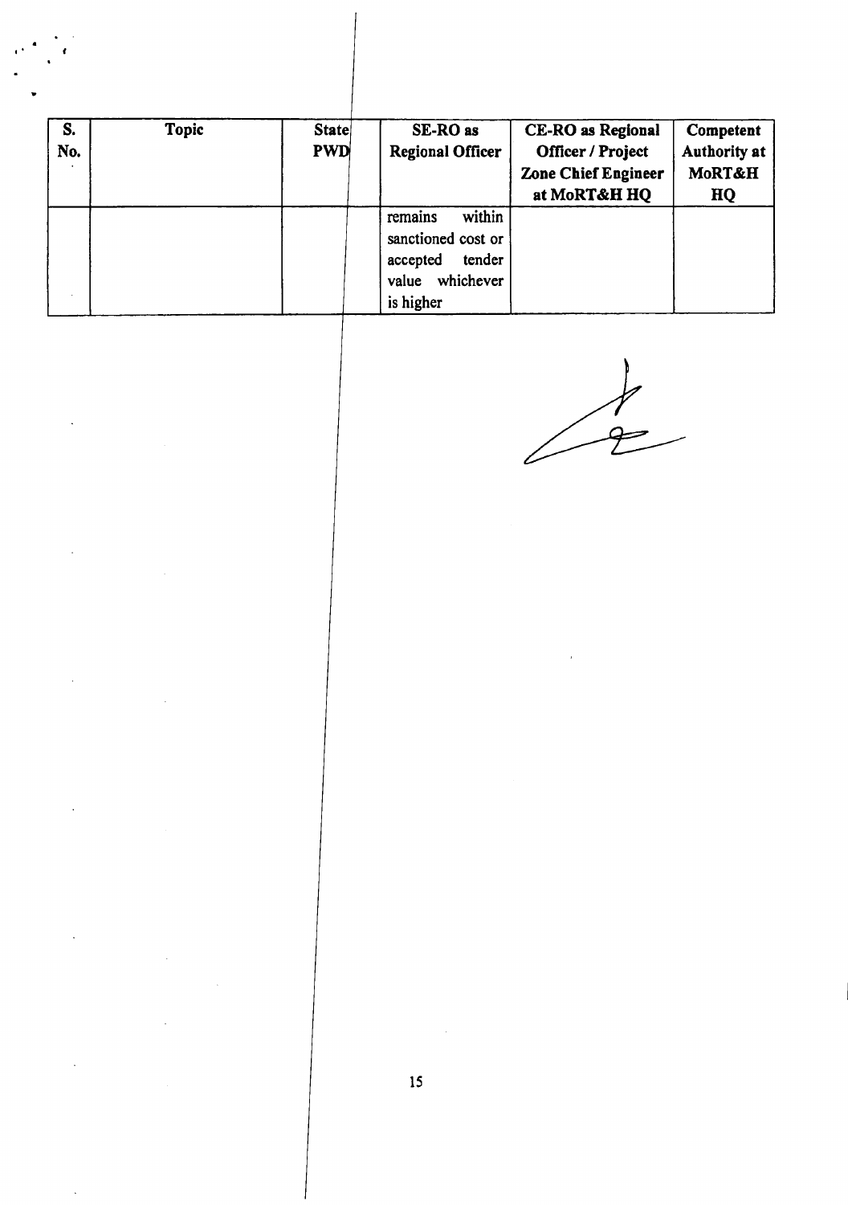| S. No. | Topic | State PWD | SE-RO as Regional Officer | CE-RO as Regional Officer / Project Zone Chief Engineer at MoRT&H HQ | Competent Authority at MoRT&H HQ |
|---|---|---|---|---|---|
| | | | remains within sanctioned cost or accepted tender value whichever is higher | | |